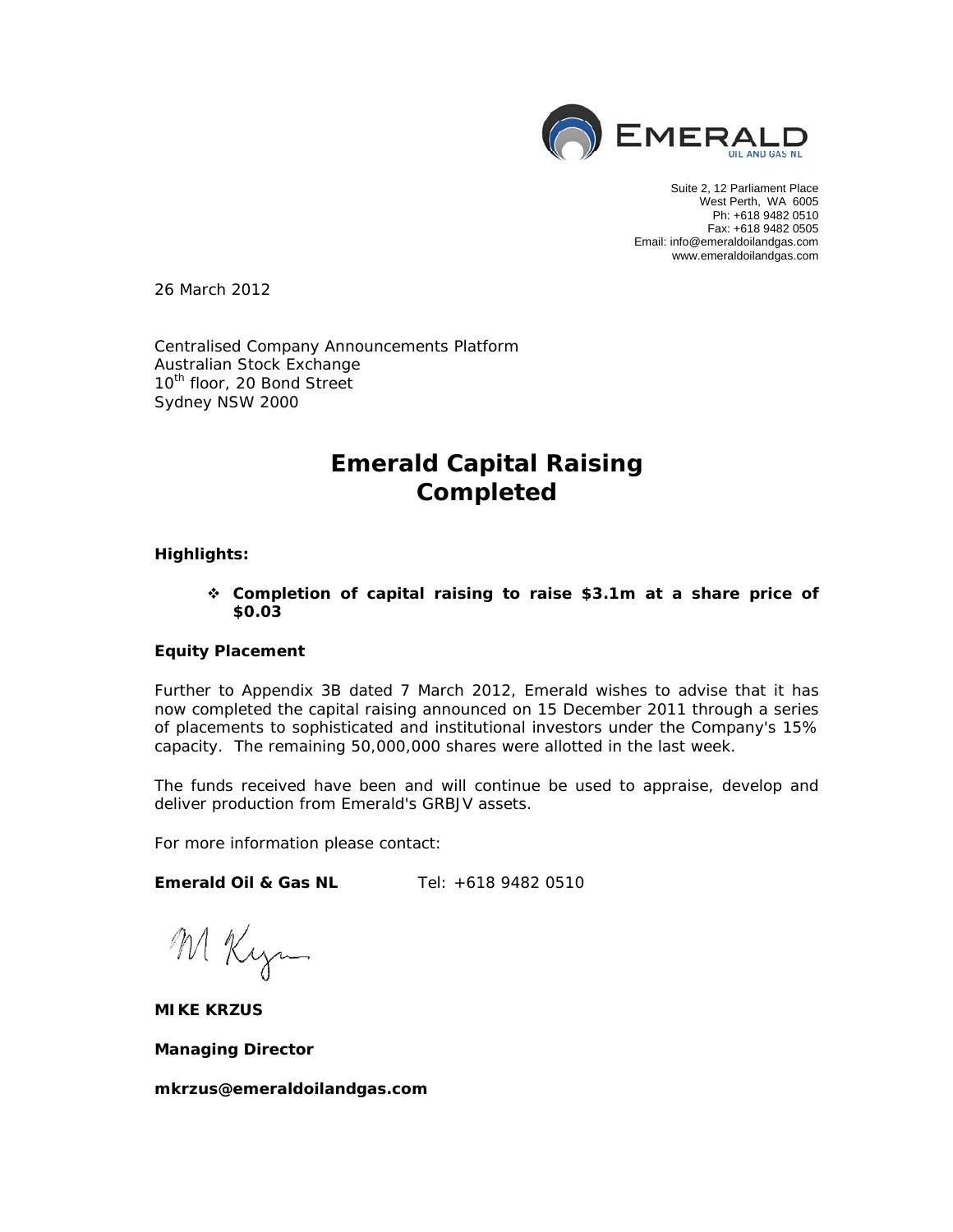EMERALD
OIL AND GAS NL

Suite 2, 12 Parliament Place
West Perth, WA 6005
Ph: +618 9482 0510
Fax: +618 9482 0505
Email: info@emeraldoilandgas.com
www.emeraldoilandgas.com

26 March 2012

Centralised Company Announcements Platform
Australian Stock Exchange
10th floor, 20 Bond Street
Sydney NSW 2000

# Emerald Capital Raising Completed

**Highlights:**

- **Completion of capital raising to raise \$3.1m at a share price of \$0.03**

**Equity Placement**

Further to Appendix 3B dated 7 March 2012, Emerald wishes to advise that it has now completed the capital raising announced on 15 December 2011 through a series of placements to sophisticated and institutional investors under the Company's 15% capacity. The remaining 50,000,000 shares were allotted in the last week.

The funds received have been and will continue be used to appraise, develop and deliver production from Emerald's GRBJV assets.

For more information please contact:

**Emerald Oil & Gas NL** Tel: +618 9482 0510

**MIKE KRZUS**

**Managing Director**

**mkrzus@emeraldoilandgas.com**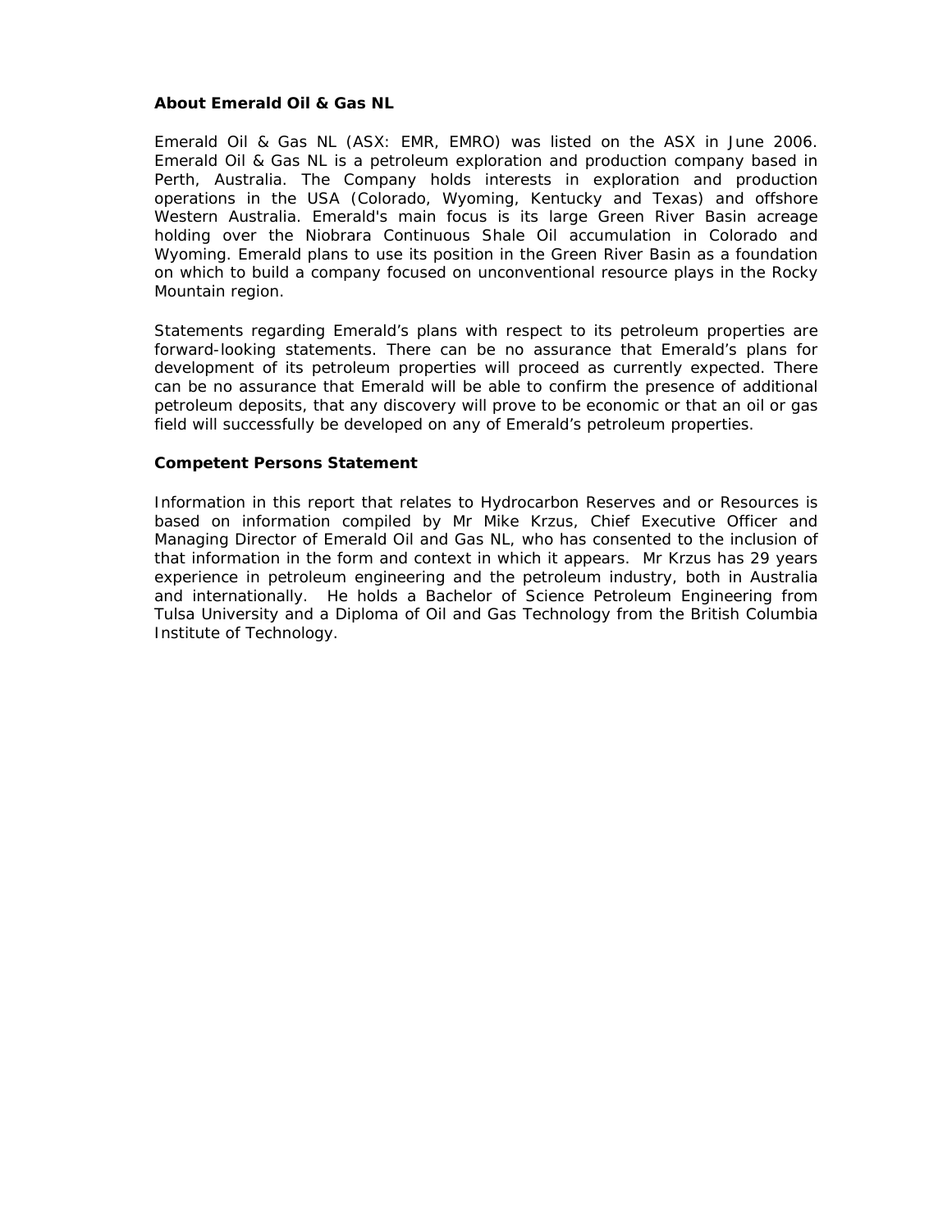**About Emerald Oil & Gas NL**

Emerald Oil & Gas NL (ASX: EMR, EMRO) was listed on the ASX in June 2006. Emerald Oil & Gas NL is a petroleum exploration and production company based in Perth, Australia. The Company holds interests in exploration and production operations in the USA (Colorado, Wyoming, Kentucky and Texas) and offshore Western Australia. Emerald's main focus is its large Green River Basin acreage holding over the Niobrara Continuous Shale Oil accumulation in Colorado and Wyoming. Emerald plans to use its position in the Green River Basin as a foundation on which to build a company focused on unconventional resource plays in the Rocky Mountain region.

Statements regarding Emerald's plans with respect to its petroleum properties are forward-looking statements. There can be no assurance that Emerald's plans for development of its petroleum properties will proceed as currently expected. There can be no assurance that Emerald will be able to confirm the presence of additional petroleum deposits, that any discovery will prove to be economic or that an oil or gas field will successfully be developed on any of Emerald's petroleum properties.

**Competent Persons Statement**

Information in this report that relates to Hydrocarbon Reserves and or Resources is based on information compiled by Mr Mike Krzus, Chief Executive Officer and Managing Director of Emerald Oil and Gas NL, who has consented to the inclusion of that information in the form and context in which it appears. Mr Krzus has 29 years experience in petroleum engineering and the petroleum industry, both in Australia and internationally. He holds a Bachelor of Science Petroleum Engineering from Tulsa University and a Diploma of Oil and Gas Technology from the British Columbia Institute of Technology.